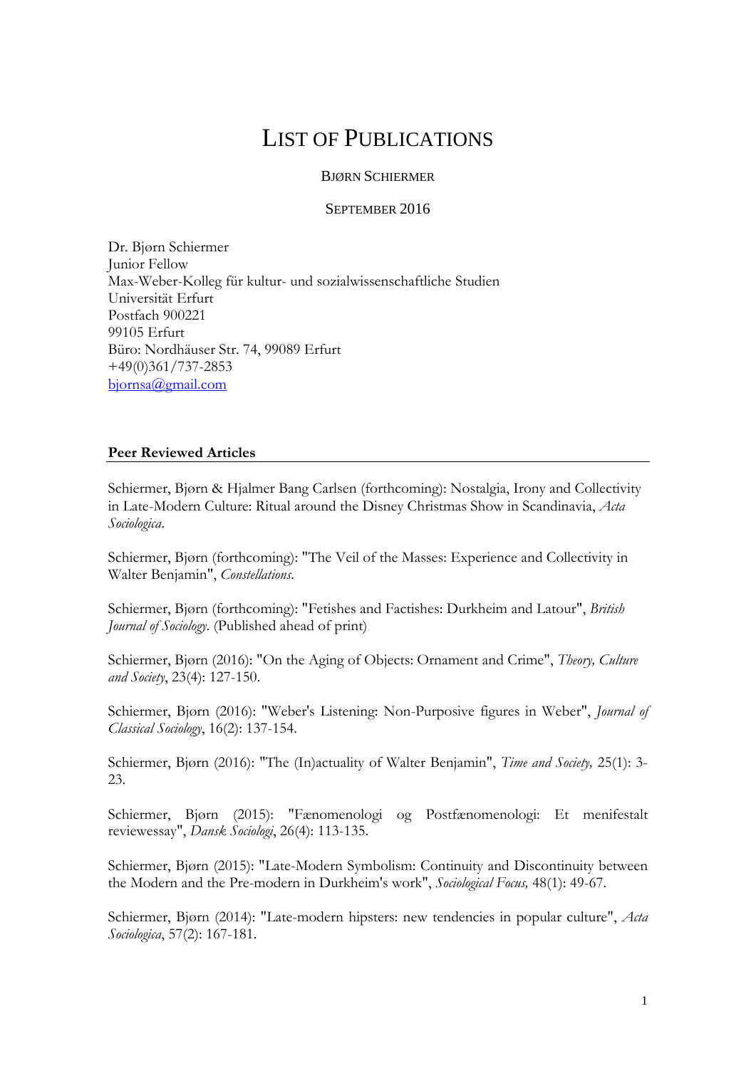# List of Publications

Bjørn Schiermer

September 2016

Dr. Bjørn Schiermer
Junior Fellow
Max-Weber-Kolleg für kultur- und sozialwissenschaftliche Studien
Universität Erfurt
Postfach 900221
99105 Erfurt
Büro: Nordhäuser Str. 74, 99089 Erfurt
+49(0)361/737-2853
bjornsa@gmail.com

## Peer Reviewed Articles

Schiermer, Bjørn & Hjalmer Bang Carlsen (forthcoming): Nostalgia, Irony and Collectivity in Late-Modern Culture: Ritual around the Disney Christmas Show in Scandinavia, *Acta Sociologica*.

Schiermer, Bjørn (forthcoming): "The Veil of the Masses: Experience and Collectivity in Walter Benjamin", *Constellations*.

Schiermer, Bjørn (forthcoming): "Fetishes and Factishes: Durkheim and Latour", *British Journal of Sociology*. (Published ahead of print)

Schiermer, Bjørn (2016): "On the Aging of Objects: Ornament and Crime", *Theory, Culture and Society*, 23(4): 127-150.

Schiermer, Bjørn (2016): "Weber's Listening: Non-Purposive figures in Weber", *Journal of Classical Sociology*, 16(2): 137-154.

Schiermer, Bjørn (2016): "The (In)actuality of Walter Benjamin", *Time and Society,* 25(1): 3-23.

Schiermer, Bjørn (2015): "Fænomenologi og Postfænomenologi: Et menifesfalt reviewessay", *Dansk Sociologi*, 26(4): 113-135.

Schiermer, Bjørn (2015): "Late-Modern Symbolism: Continuity and Discontinuity between the Modern and the Pre-modern in Durkheim's work", *Sociological Focus,* 48(1): 49-67.

Schiermer, Bjørn (2014): "Late-modern hipsters: new tendencies in popular culture", *Acta Sociologica*, 57(2): 167-181.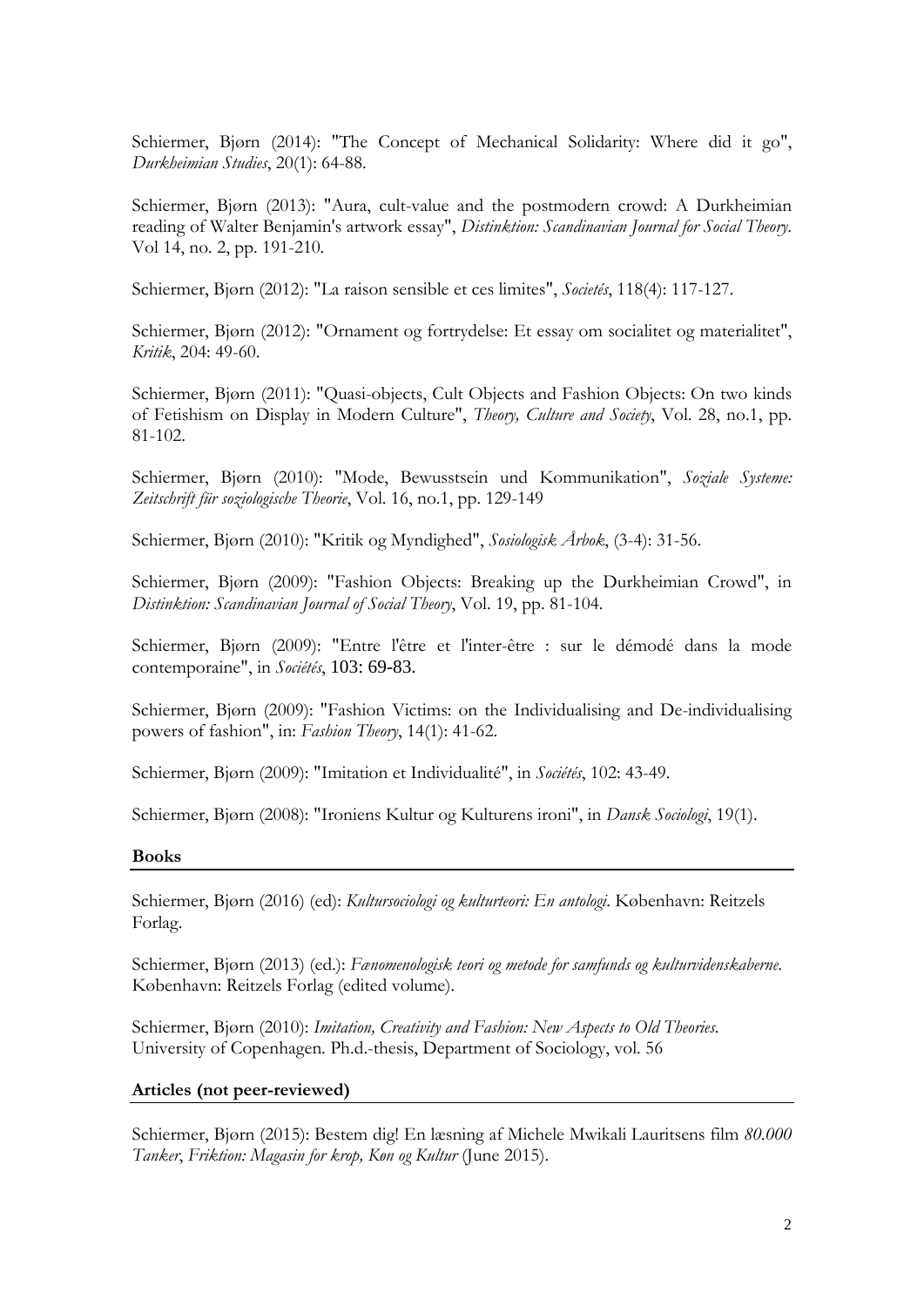Schiermer, Bjørn (2014): "The Concept of Mechanical Solidarity: Where did it go", *Durkheimian Studies*, 20(1): 64-88.

Schiermer, Bjørn (2013): "Aura, cult-value and the postmodern crowd: A Durkheimian reading of Walter Benjamin's artwork essay", *Distinktion: Scandinavian Journal for Social Theory*. Vol 14, no. 2, pp. 191-210.

Schiermer, Bjørn (2012): "La raison sensible et ces limites", *Societés*, 118(4): 117-127.

Schiermer, Bjørn (2012): "Ornament og fortrydelse: Et essay om socialitet og materialitet", *Kritik*, 204: 49-60.

Schiermer, Bjørn (2011): "Quasi-objects, Cult Objects and Fashion Objects: On two kinds of Fetishism on Display in Modern Culture", *Theory, Culture and Society*, Vol. 28, no.1, pp. 81-102.

Schiermer, Bjørn (2010): "Mode, Bewusstsein und Kommunikation", *Soziale Systeme: Zeitschrift für soziologische Theorie*, Vol. 16, no.1, pp. 129-149

Schiermer, Bjørn (2010): "Kritik og Myndighed", *Sosiologisk Årbok*, (3-4): 31-56.

Schiermer, Bjørn (2009): "Fashion Objects: Breaking up the Durkheimian Crowd", in *Distinktion: Scandinavian Journal of Social Theory*, Vol. 19, pp. 81-104.

Schiermer, Bjørn (2009): "Entre l'être et l'inter-être : sur le démodé dans la mode contemporaine", in *Sociétés*, 103: 69-83.

Schiermer, Bjørn (2009): "Fashion Victims: on the Individualising and De-individualising powers of fashion", in: *Fashion Theory*, 14(1): 41-62.

Schiermer, Bjørn (2009): "Imitation et Individualité", in *Sociétés*, 102: 43-49.

Schiermer, Bjørn (2008): "Ironiens Kultur og Kulturens ironi", in *Dansk Sociologi*, 19(1).

**Books**

Schiermer, Bjørn (2016) (ed): *Kultursociologi og kulturteori: En antologi*. København: Reitzels Forlag.

Schiermer, Bjørn (2013) (ed.): *Fænomenologisk teori og metode for samfunds og kulturvidenskaberne*. København: Reitzels Forlag (edited volume).

Schiermer, Bjørn (2010): *Imitation, Creativity and Fashion: New Aspects to Old Theories*. University of Copenhagen. Ph.d.-thesis, Department of Sociology, vol. 56

**Articles (not peer-reviewed)**

Schiermer, Bjørn (2015): Bestem dig! En læsning af Michele Mwikali Lauritsens film *80.000 Tanker*, *Friktion: Magasin for krop, Køn og Kultur* (June 2015).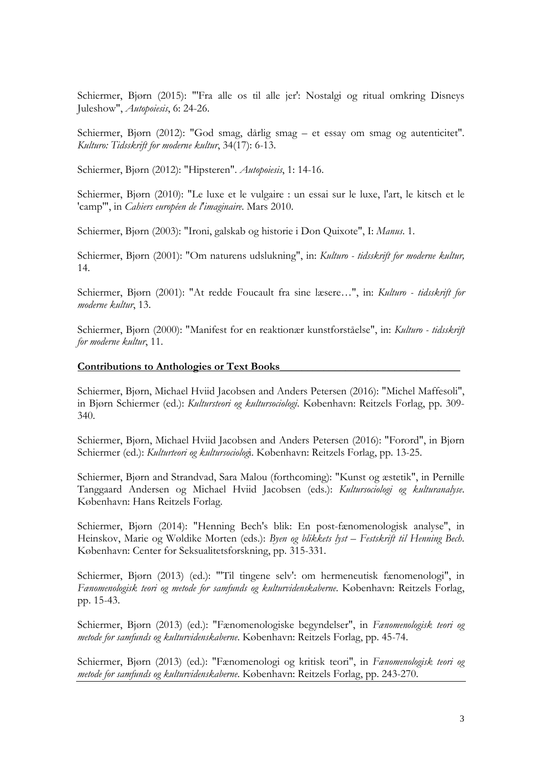Schiermer, Bjørn (2015): "'Fra alle os til alle jer': Nostalgi og ritual omkring Disneys Juleshow", *Autopoiesis*, 6: 24-26.

Schiermer, Bjørn (2012): "God smag, dårlig smag – et essay om smag og autenticitet". *Kulturo: Tidsskrift for moderne kultur*, 34(17): 6-13.

Schiermer, Bjørn (2012): "Hipsteren". *Autopoiesis*, 1: 14-16.

Schiermer, Bjørn (2010): "Le luxe et le vulgaire : un essai sur le luxe, l'art, le kitsch et le 'camp'", in *Cahiers européen de l'imaginaire*. Mars 2010.

Schiermer, Bjørn (2003): "Ironi, galskab og historie i Don Quixote", I: *Manus*. 1.

Schiermer, Bjørn (2001): "Om naturens udslukning", in: *Kulturo - tidsskrift for moderne kultur,* 14.

Schiermer, Bjørn (2001): "At redde Foucault fra sine læsere…", in: *Kulturo - tidsskrift for moderne kultur*, 13.

Schiermer, Bjørn (2000): "Manifest for en reaktionær kunstforståelse", in: *Kulturo - tidsskrift for moderne kultur*, 11.

**Contributions to Anthologies or Text Books**

Schiermer, Bjørn, Michael Hviid Jacobsen and Anders Petersen (2016): "Michel Maffesoli", in Bjørn Schiermer (ed.): *Kultursteori og kultursociologi*. København: Reitzels Forlag, pp. 309-340.

Schiermer, Bjørn, Michael Hviid Jacobsen and Anders Petersen (2016): "Forord", in Bjørn Schiermer (ed.): *Kulturteori og kultursociologi*. København: Reitzels Forlag, pp. 13-25.

Schiermer, Bjørn and Strandvad, Sara Malou (forthcoming): "Kunst og æstetik", in Pernille Tanggaard Andersen og Michael Hviid Jacobsen (eds.): *Kultursociologi og kulturanalyse*. København: Hans Reitzels Forlag.

Schiermer, Bjørn (2014): "Henning Bech's blik: En post-fænomenologisk analyse", in Heinskov, Marie og Wøldike Morten (eds.): *Byen og blikkets lyst – Festskrift til Henning Bech*. København: Center for Seksualitetsforskning, pp. 315-331.

Schiermer, Bjørn (2013) (ed.): "'Til tingene selv': om hermeneutisk fænomenologi", in *Fænomenologisk teori og metode for samfunds og kulturvidenskaberne*. København: Reitzels Forlag, pp. 15-43.

Schiermer, Bjørn (2013) (ed.): "Fænomenologiske begyndelser", in *Fænomenologisk teori og metode for samfunds og kulturvidenskaberne*. København: Reitzels Forlag, pp. 45-74.

Schiermer, Bjørn (2013) (ed.): "Fænomenologi og kritisk teori", in *Fænomenologisk teori og metode for samfunds og kulturvidenskaberne*. København: Reitzels Forlag, pp. 243-270.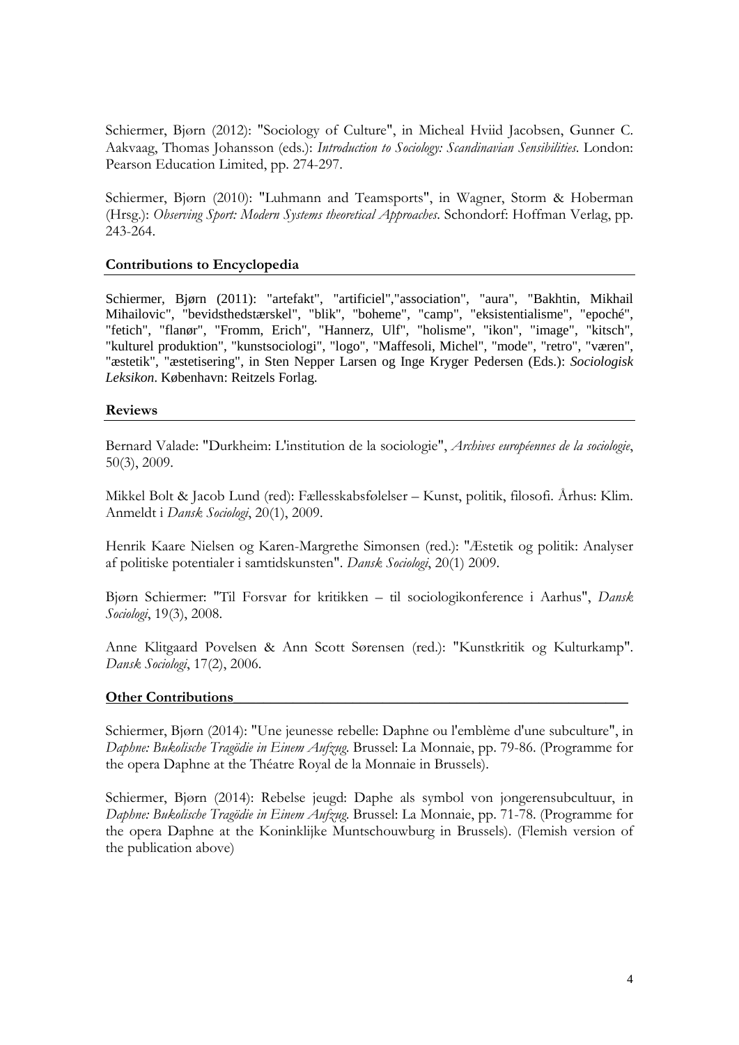Schiermer, Bjørn (2012): "Sociology of Culture", in Micheal Hviid Jacobsen, Gunner C. Aakvaag, Thomas Johansson (eds.): *Introduction to Sociology: Scandinavian Sensibilities*. London: Pearson Education Limited, pp. 274-297.

Schiermer, Bjørn (2010): "Luhmann and Teamsports", in Wagner, Storm & Hoberman (Hrsg.): *Observing Sport: Modern Systems theoretical Approaches*. Schondorf: Hoffman Verlag, pp. 243-264.

### Contributions to Encyclopedia

Schiermer, Bjørn (2011): "artefakt", "artificiel","association", "aura", "Bakhtin, Mikhail Mihailovic", "bevidsthedstærskel", "blik", "boheme", "camp", "eksistentialisme", "epoché", "fetich", "flanør", "Fromm, Erich", "Hannerz, Ulf", "holisme", "ikon", "image", "kitsch", "kulturel produktion", "kunstsociologi", "logo", "Maffesoli, Michel", "mode", "retro", "væren", "æstetik", "æstetisering", in Sten Nepper Larsen og Inge Kryger Pedersen (Eds.): *Sociologisk Leksikon*. København: Reitzels Forlag.

### Reviews

Bernard Valade: "Durkheim: L'institution de la sociologie", *Archives européennes de la sociologie*, 50(3), 2009.

Mikkel Bolt & Jacob Lund (red): Fællesskabsfølelser – Kunst, politik, filosofi. Århus: Klim. Anmeldt i *Dansk Sociologi*, 20(1), 2009.

Henrik Kaare Nielsen og Karen-Margrethe Simonsen (red.): "Æstetik og politik: Analyser af politiske potentialer i samtidskunsten". *Dansk Sociologi*, 20(1) 2009.

Bjørn Schiermer: "Til Forsvar for kritikken – til sociologikonference i Aarhus", *Dansk Sociologi*, 19(3), 2008.

Anne Klitgaard Povelsen & Ann Scott Sørensen (red.): "Kunstkritik og Kulturkamp". *Dansk Sociologi*, 17(2), 2006.

### Other Contributions

Schiermer, Bjørn (2014): "Une jeunesse rebelle: Daphne ou l'emblème d'une subculture", in *Daphne: Bukolische Tragödie in Einem Aufzug*. Brussel: La Monnaie, pp. 79-86. (Programme for the opera Daphne at the Théatre Royal de la Monnaie in Brussels).

Schiermer, Bjørn (2014): Rebelse jeugd: Daphe als symbol von jongerensubcultuur, in *Daphne: Bukolische Tragödie in Einem Aufzug*. Brussel: La Monnaie, pp. 71-78. (Programme for the opera Daphne at the Koninklijke Muntschouwburg in Brussels). (Flemish version of the publication above)